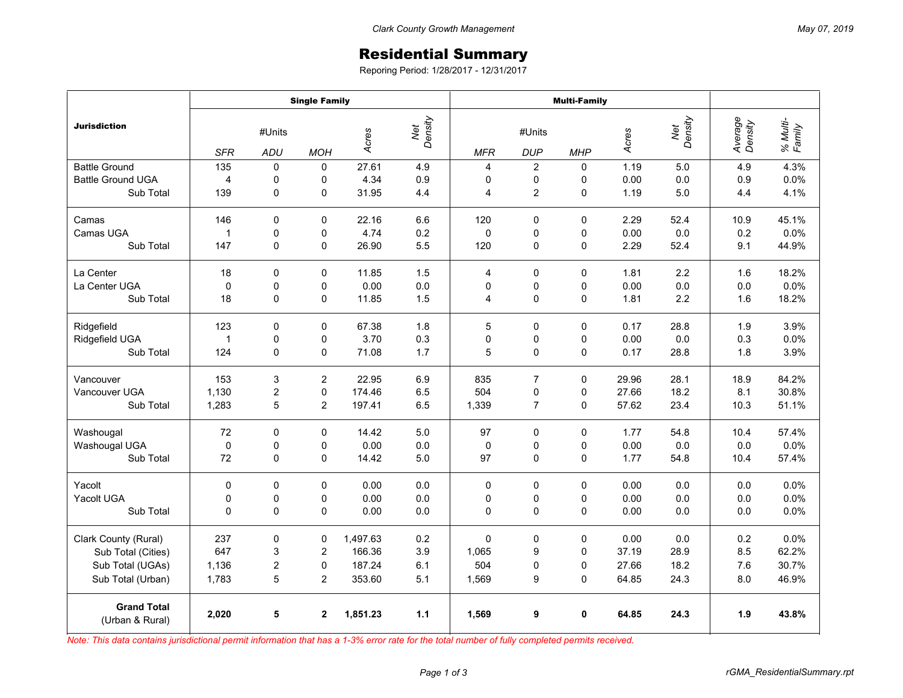# Residential Summary

Reporing Period: 1/28/2017 - 12/31/2017

| Jurisdiction | Single Family | | | | | Multi-Family | | | | | | |
|---|---|---|---|---|---|---|---|---|---|---|---|---|
| | #Units | | | *Acres* | *Net Density* | #Units | | | *Acres* | *Net Density* | *Average Density* | *% Multi-Family* |
| | *SFR* | *ADU* | *MOH* | | | *MFR* | *DUP* | *MHP* | | | | |
| Battle Ground | 135 | 0 | 0 | 27.61 | 4.9 | 4 | 2 | 0 | 1.19 | 5.0 | 4.9 | 4.3% |
| Battle Ground UGA | 4 | 0 | 0 | 4.34 | 0.9 | 0 | 0 | 0 | 0.00 | 0.0 | 0.9 | 0.0% |
| Sub Total | 139 | 0 | 0 | 31.95 | 4.4 | 4 | 2 | 0 | 1.19 | 5.0 | 4.4 | 4.1% |
| Camas | 146 | 0 | 0 | 22.16 | 6.6 | 120 | 0 | 0 | 2.29 | 52.4 | 10.9 | 45.1% |
| Camas UGA | 1 | 0 | 0 | 4.74 | 0.2 | 0 | 0 | 0 | 0.00 | 0.0 | 0.2 | 0.0% |
| Sub Total | 147 | 0 | 0 | 26.90 | 5.5 | 120 | 0 | 0 | 2.29 | 52.4 | 9.1 | 44.9% |
| La Center | 18 | 0 | 0 | 11.85 | 1.5 | 4 | 0 | 0 | 1.81 | 2.2 | 1.6 | 18.2% |
| La Center UGA | 0 | 0 | 0 | 0.00 | 0.0 | 0 | 0 | 0 | 0.00 | 0.0 | 0.0 | 0.0% |
| Sub Total | 18 | 0 | 0 | 11.85 | 1.5 | 4 | 0 | 0 | 1.81 | 2.2 | 1.6 | 18.2% |
| Ridgefield | 123 | 0 | 0 | 67.38 | 1.8 | 5 | 0 | 0 | 0.17 | 28.8 | 1.9 | 3.9% |
| Ridgefield UGA | 1 | 0 | 0 | 3.70 | 0.3 | 0 | 0 | 0 | 0.00 | 0.0 | 0.3 | 0.0% |
| Sub Total | 124 | 0 | 0 | 71.08 | 1.7 | 5 | 0 | 0 | 0.17 | 28.8 | 1.8 | 3.9% |
| Vancouver | 153 | 3 | 2 | 22.95 | 6.9 | 835 | 7 | 0 | 29.96 | 28.1 | 18.9 | 84.2% |
| Vancouver UGA | 1,130 | 2 | 0 | 174.46 | 6.5 | 504 | 0 | 0 | 27.66 | 18.2 | 8.1 | 30.8% |
| Sub Total | 1,283 | 5 | 2 | 197.41 | 6.5 | 1,339 | 7 | 0 | 57.62 | 23.4 | 10.3 | 51.1% |
| Washougal | 72 | 0 | 0 | 14.42 | 5.0 | 97 | 0 | 0 | 1.77 | 54.8 | 10.4 | 57.4% |
| Washougal UGA | 0 | 0 | 0 | 0.00 | 0.0 | 0 | 0 | 0 | 0.00 | 0.0 | 0.0 | 0.0% |
| Sub Total | 72 | 0 | 0 | 14.42 | 5.0 | 97 | 0 | 0 | 1.77 | 54.8 | 10.4 | 57.4% |
| Yacolt | 0 | 0 | 0 | 0.00 | 0.0 | 0 | 0 | 0 | 0.00 | 0.0 | 0.0 | 0.0% |
| Yacolt UGA | 0 | 0 | 0 | 0.00 | 0.0 | 0 | 0 | 0 | 0.00 | 0.0 | 0.0 | 0.0% |
| Sub Total | 0 | 0 | 0 | 0.00 | 0.0 | 0 | 0 | 0 | 0.00 | 0.0 | 0.0 | 0.0% |
| Clark County (Rural) | 237 | 0 | 0 | 1,497.63 | 0.2 | 0 | 0 | 0 | 0.00 | 0.0 | 0.2 | 0.0% |
| Sub Total (Cities) | 647 | 3 | 2 | 166.36 | 3.9 | 1,065 | 9 | 0 | 37.19 | 28.9 | 8.5 | 62.2% |
| Sub Total (UGAs) | 1,136 | 2 | 0 | 187.24 | 6.1 | 504 | 0 | 0 | 27.66 | 18.2 | 7.6 | 30.7% |
| Sub Total (Urban) | 1,783 | 5 | 2 | 353.60 | 5.1 | 1,569 | 9 | 0 | 64.85 | 24.3 | 8.0 | 46.9% |
| **Grand Total** (Urban & Rural) | **2,020** | **5** | **2** | **1,851.23** | **1.1** | **1,569** | **9** | **0** | **64.85** | **24.3** | **1.9** | **43.8%** |

*Note: This data contains jurisdictional permit information that has a 1-3% error rate for the total number of fully completed permits received.*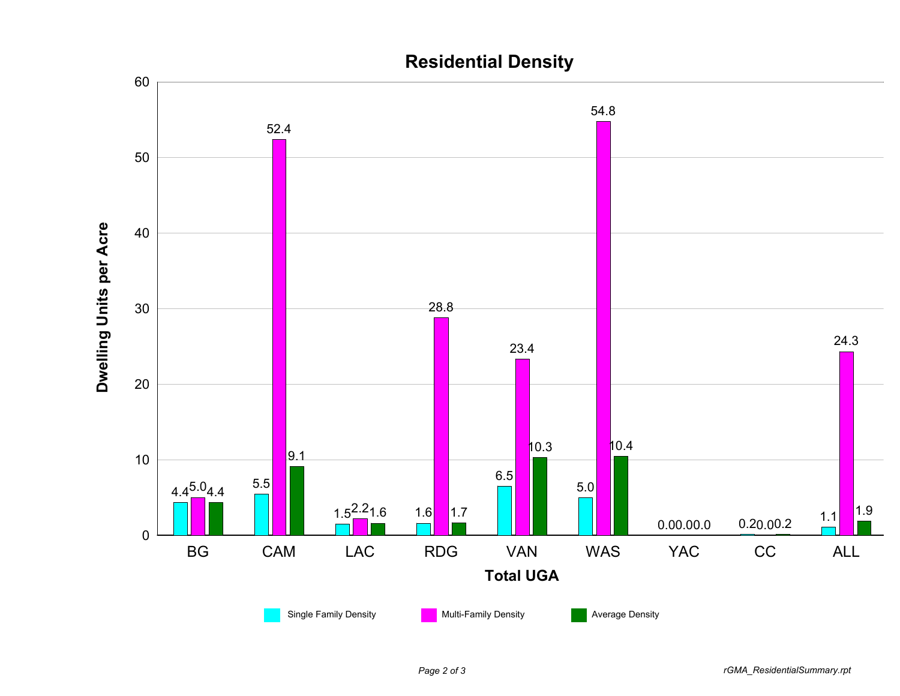## Residential Density

Dwelling Units per Acre by Total UGA:

| Total UGA | Single Family Density | Multi-Family Density | Average Density |
|---|---|---|---|
| BG | 4.4 | 5.0 | 4.4 |
| CAM | 5.5 | 52.4 | 9.1 |
| LAC | 1.5 | 2.2 | 1.6 |
| RDG | 1.6 | 28.8 | 1.7 |
| VAN | 6.5 | 23.4 | 10.3 |
| WAS | 5.0 | 54.8 | 10.4 |
| YAC | 0.0 | 0.0 | 0.0 |
| CC | 0.2 | 0.0 | 0.2 |
| ALL | 1.1 | 24.3 | 1.9 |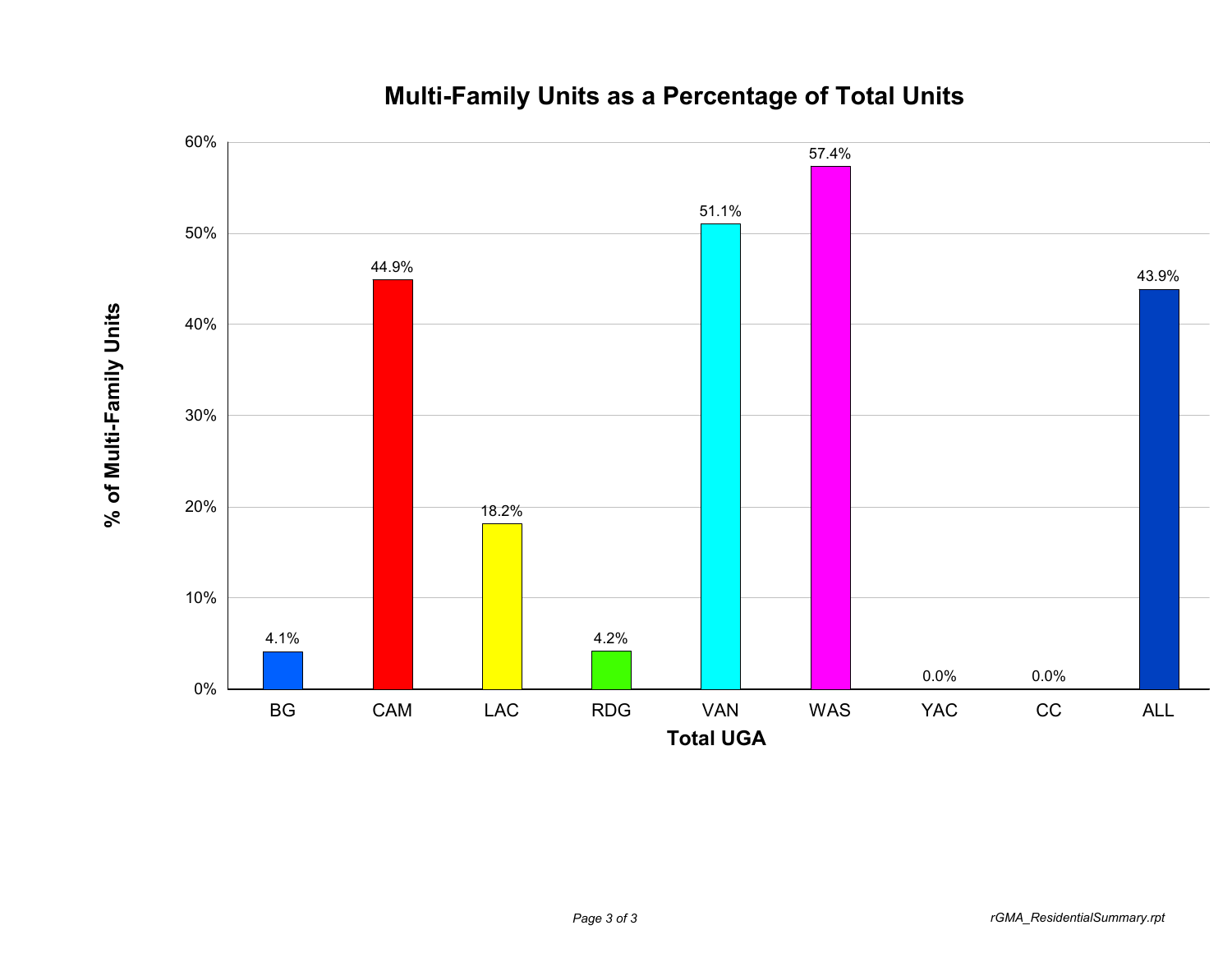# Multi-Family Units as a Percentage of Total Units

% of Multi-Family Units

60%
50%
40%
30%
20%
10%
0%

4.1%
44.9%
18.2%
4.2%
51.1%
57.4%
0.0%
0.0%
43.9%

BG
CAM
LAC
RDG
VAN
WAS
YAC
CC
ALL

Total UGA

*rGMA_ResidentialSummary.rpt*